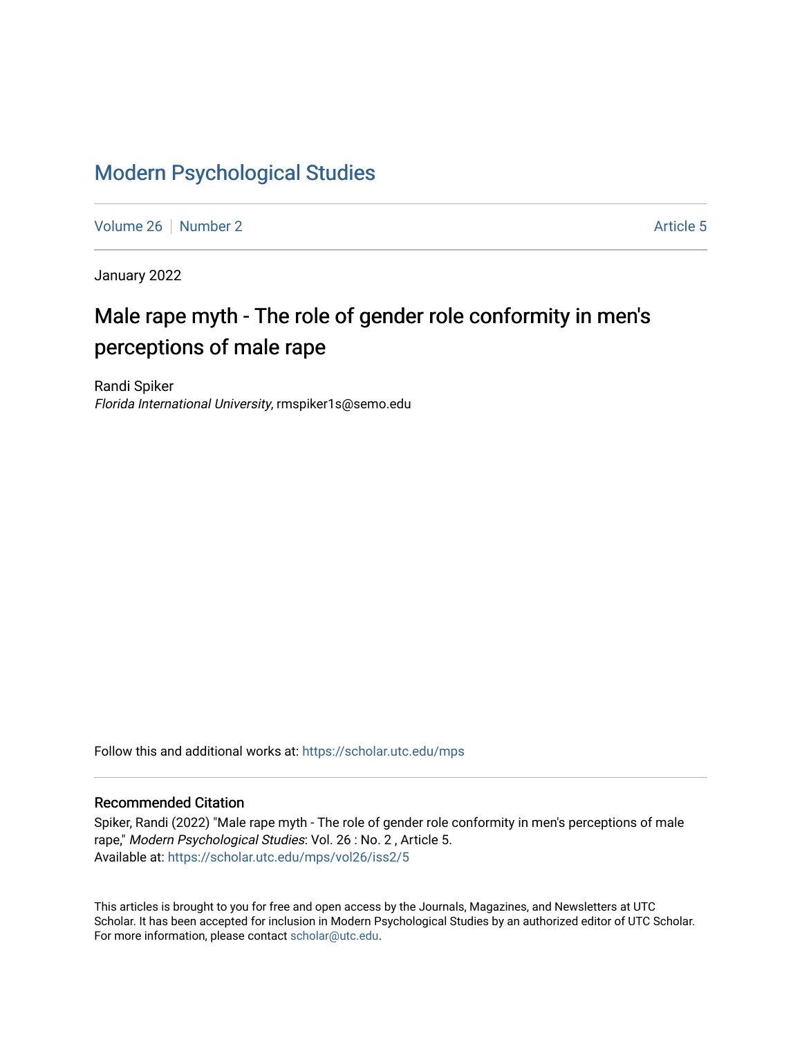# Modern Psychological Studies

Volume 26 | Number 2 | Article 5

January 2022

## Male rape myth - The role of gender role conformity in men's perceptions of male rape

Randi Spiker
*Florida International University*, rmspiker1s@semo.edu

Follow this and additional works at: https://scholar.utc.edu/mps

### Recommended Citation

Spiker, Randi (2022) "Male rape myth - The role of gender role conformity in men's perceptions of male rape," *Modern Psychological Studies*: Vol. 26 : No. 2 , Article 5.
Available at: https://scholar.utc.edu/mps/vol26/iss2/5

This articles is brought to you for free and open access by the Journals, Magazines, and Newsletters at UTC Scholar. It has been accepted for inclusion in Modern Psychological Studies by an authorized editor of UTC Scholar. For more information, please contact scholar@utc.edu.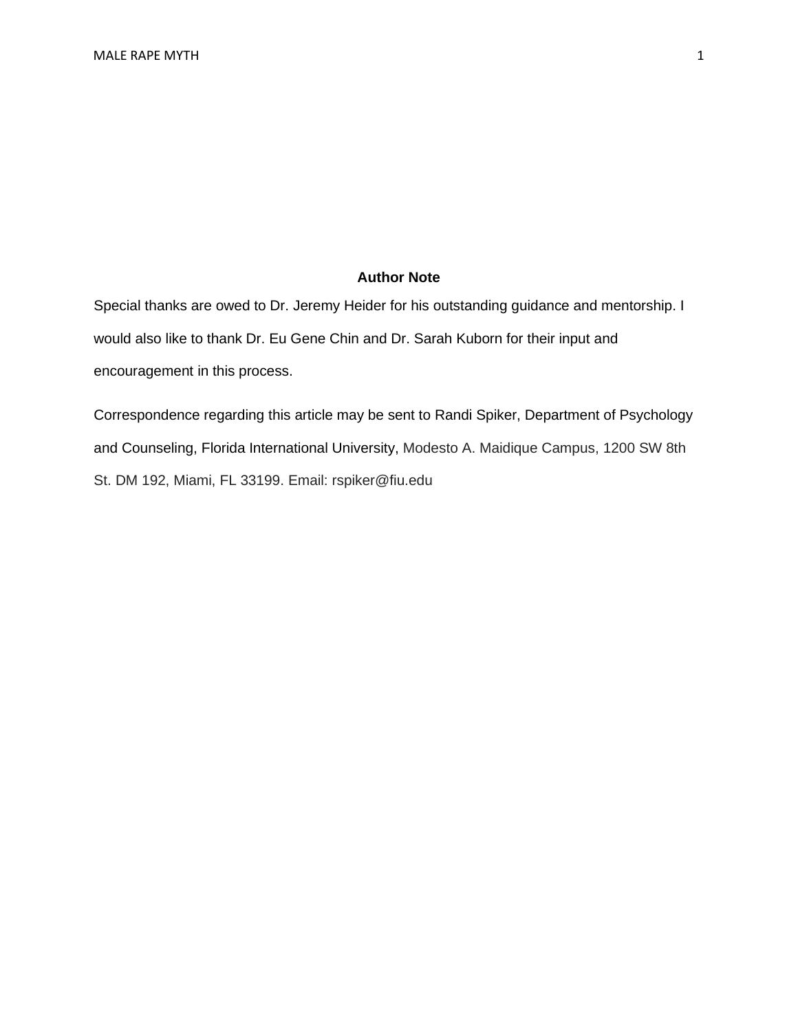## Author Note

Special thanks are owed to Dr. Jeremy Heider for his outstanding guidance and mentorship. I would also like to thank Dr. Eu Gene Chin and Dr. Sarah Kuborn for their input and encouragement in this process.

Correspondence regarding this article may be sent to Randi Spiker, Department of Psychology and Counseling, Florida International University, Modesto A. Maidique Campus, 1200 SW 8th St. DM 192, Miami, FL 33199. Email: rspiker@fiu.edu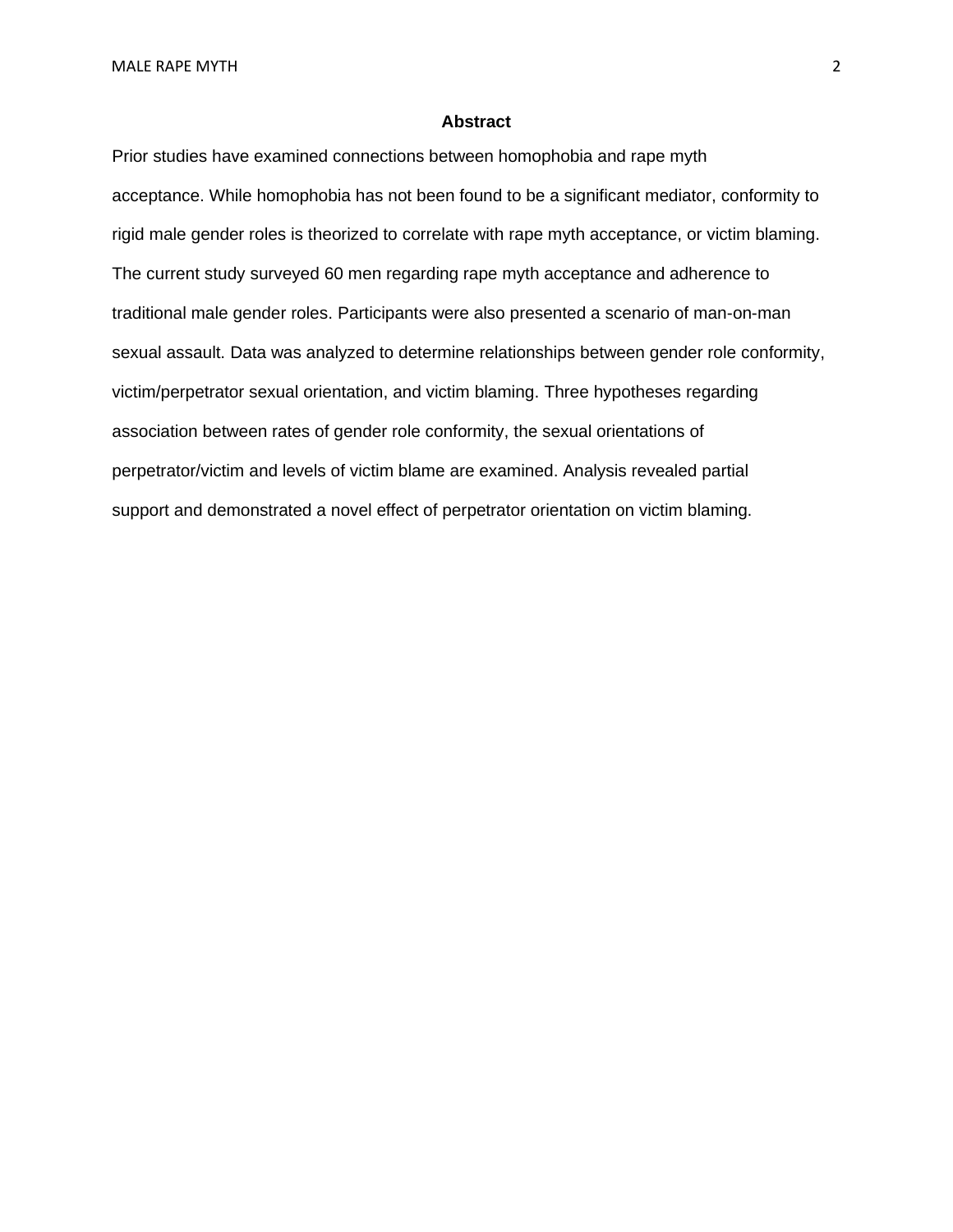# Abstract

Prior studies have examined connections between homophobia and rape myth acceptance. While homophobia has not been found to be a significant mediator, conformity to rigid male gender roles is theorized to correlate with rape myth acceptance, or victim blaming. The current study surveyed 60 men regarding rape myth acceptance and adherence to traditional male gender roles. Participants were also presented a scenario of man-on-man sexual assault. Data was analyzed to determine relationships between gender role conformity, victim/perpetrator sexual orientation, and victim blaming. Three hypotheses regarding association between rates of gender role conformity, the sexual orientations of perpetrator/victim and levels of victim blame are examined. Analysis revealed partial support and demonstrated a novel effect of perpetrator orientation on victim blaming.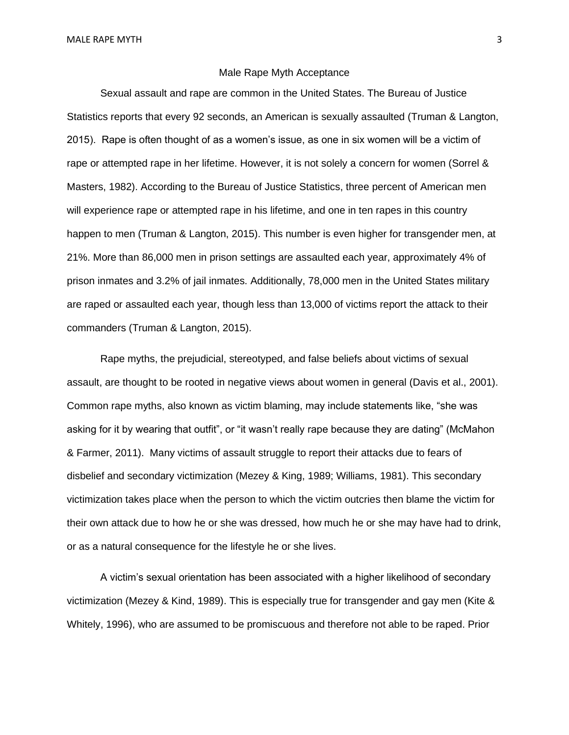# Male Rape Myth Acceptance

Sexual assault and rape are common in the United States. The Bureau of Justice Statistics reports that every 92 seconds, an American is sexually assaulted (Truman & Langton, 2015). Rape is often thought of as a women's issue, as one in six women will be a victim of rape or attempted rape in her lifetime. However, it is not solely a concern for women (Sorrel & Masters, 1982). According to the Bureau of Justice Statistics, three percent of American men will experience rape or attempted rape in his lifetime, and one in ten rapes in this country happen to men (Truman & Langton, 2015). This number is even higher for transgender men, at 21%. More than 86,000 men in prison settings are assaulted each year, approximately 4% of prison inmates and 3.2% of jail inmates. Additionally, 78,000 men in the United States military are raped or assaulted each year, though less than 13,000 of victims report the attack to their commanders (Truman & Langton, 2015).

Rape myths, the prejudicial, stereotyped, and false beliefs about victims of sexual assault, are thought to be rooted in negative views about women in general (Davis et al., 2001). Common rape myths, also known as victim blaming, may include statements like, "she was asking for it by wearing that outfit", or "it wasn't really rape because they are dating" (McMahon & Farmer, 2011). Many victims of assault struggle to report their attacks due to fears of disbelief and secondary victimization (Mezey & King, 1989; Williams, 1981). This secondary victimization takes place when the person to which the victim outcries then blame the victim for their own attack due to how he or she was dressed, how much he or she may have had to drink, or as a natural consequence for the lifestyle he or she lives.

A victim's sexual orientation has been associated with a higher likelihood of secondary victimization (Mezey & Kind, 1989). This is especially true for transgender and gay men (Kite & Whitely, 1996), who are assumed to be promiscuous and therefore not able to be raped. Prior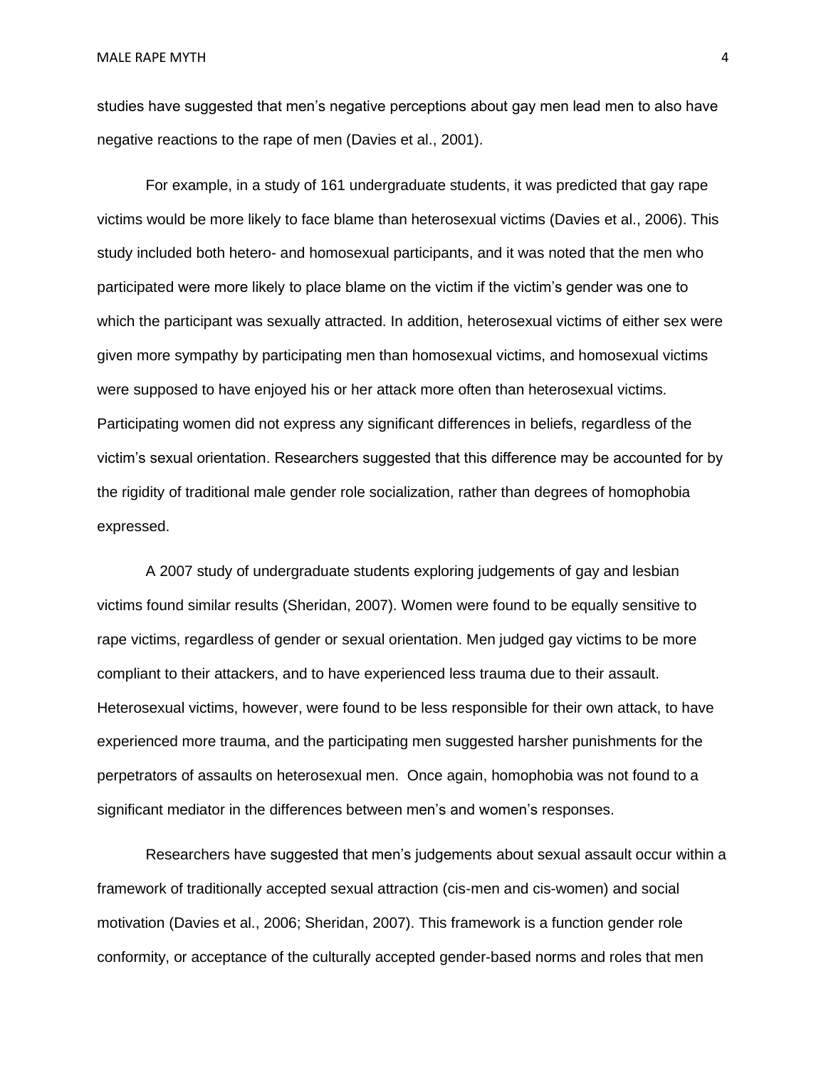studies have suggested that men's negative perceptions about gay men lead men to also have negative reactions to the rape of men (Davies et al., 2001).

For example, in a study of 161 undergraduate students, it was predicted that gay rape victims would be more likely to face blame than heterosexual victims (Davies et al., 2006). This study included both hetero- and homosexual participants, and it was noted that the men who participated were more likely to place blame on the victim if the victim's gender was one to which the participant was sexually attracted. In addition, heterosexual victims of either sex were given more sympathy by participating men than homosexual victims, and homosexual victims were supposed to have enjoyed his or her attack more often than heterosexual victims. Participating women did not express any significant differences in beliefs, regardless of the victim's sexual orientation. Researchers suggested that this difference may be accounted for by the rigidity of traditional male gender role socialization, rather than degrees of homophobia expressed.

A 2007 study of undergraduate students exploring judgements of gay and lesbian victims found similar results (Sheridan, 2007). Women were found to be equally sensitive to rape victims, regardless of gender or sexual orientation. Men judged gay victims to be more compliant to their attackers, and to have experienced less trauma due to their assault. Heterosexual victims, however, were found to be less responsible for their own attack, to have experienced more trauma, and the participating men suggested harsher punishments for the perpetrators of assaults on heterosexual men.  Once again, homophobia was not found to a significant mediator in the differences between men's and women's responses.

Researchers have suggested that men's judgements about sexual assault occur within a framework of traditionally accepted sexual attraction (cis-men and cis-women) and social motivation (Davies et al., 2006; Sheridan, 2007). This framework is a function gender role conformity, or acceptance of the culturally accepted gender-based norms and roles that men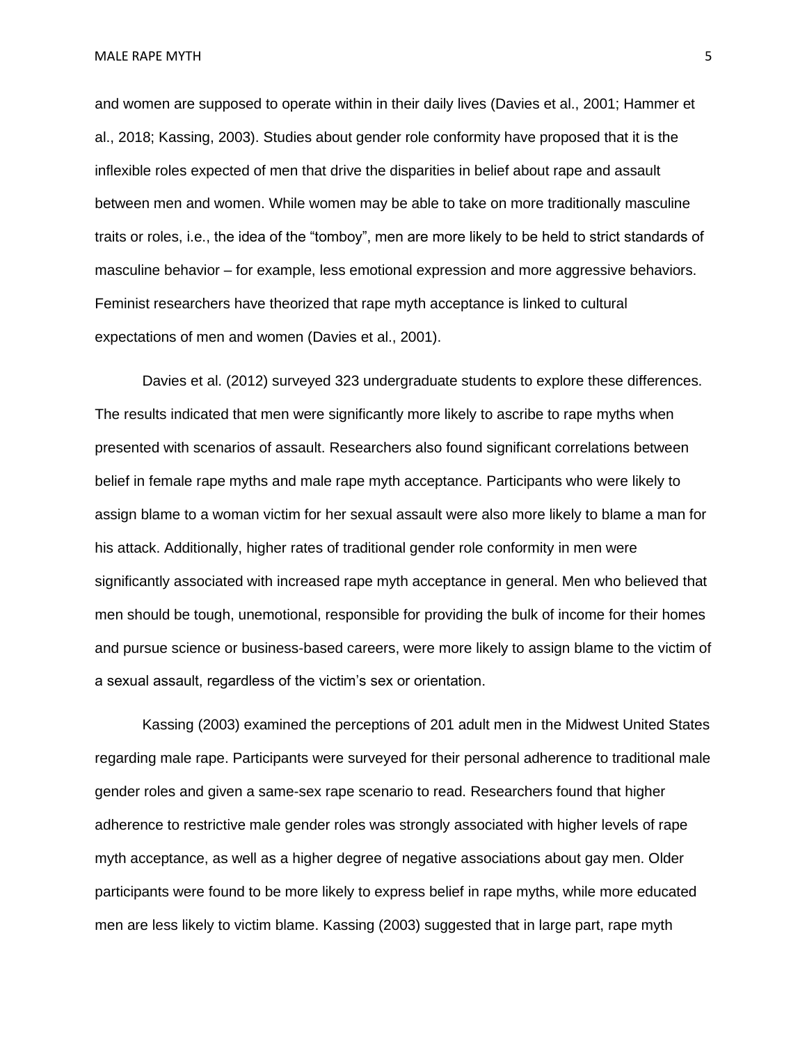and women are supposed to operate within in their daily lives (Davies et al., 2001; Hammer et al., 2018; Kassing, 2003). Studies about gender role conformity have proposed that it is the inflexible roles expected of men that drive the disparities in belief about rape and assault between men and women. While women may be able to take on more traditionally masculine traits or roles, i.e., the idea of the "tomboy", men are more likely to be held to strict standards of masculine behavior – for example, less emotional expression and more aggressive behaviors. Feminist researchers have theorized that rape myth acceptance is linked to cultural expectations of men and women (Davies et al., 2001).

Davies et al. (2012) surveyed 323 undergraduate students to explore these differences. The results indicated that men were significantly more likely to ascribe to rape myths when presented with scenarios of assault. Researchers also found significant correlations between belief in female rape myths and male rape myth acceptance. Participants who were likely to assign blame to a woman victim for her sexual assault were also more likely to blame a man for his attack. Additionally, higher rates of traditional gender role conformity in men were significantly associated with increased rape myth acceptance in general. Men who believed that men should be tough, unemotional, responsible for providing the bulk of income for their homes and pursue science or business-based careers, were more likely to assign blame to the victim of a sexual assault, regardless of the victim's sex or orientation.

Kassing (2003) examined the perceptions of 201 adult men in the Midwest United States regarding male rape. Participants were surveyed for their personal adherence to traditional male gender roles and given a same-sex rape scenario to read. Researchers found that higher adherence to restrictive male gender roles was strongly associated with higher levels of rape myth acceptance, as well as a higher degree of negative associations about gay men. Older participants were found to be more likely to express belief in rape myths, while more educated men are less likely to victim blame. Kassing (2003) suggested that in large part, rape myth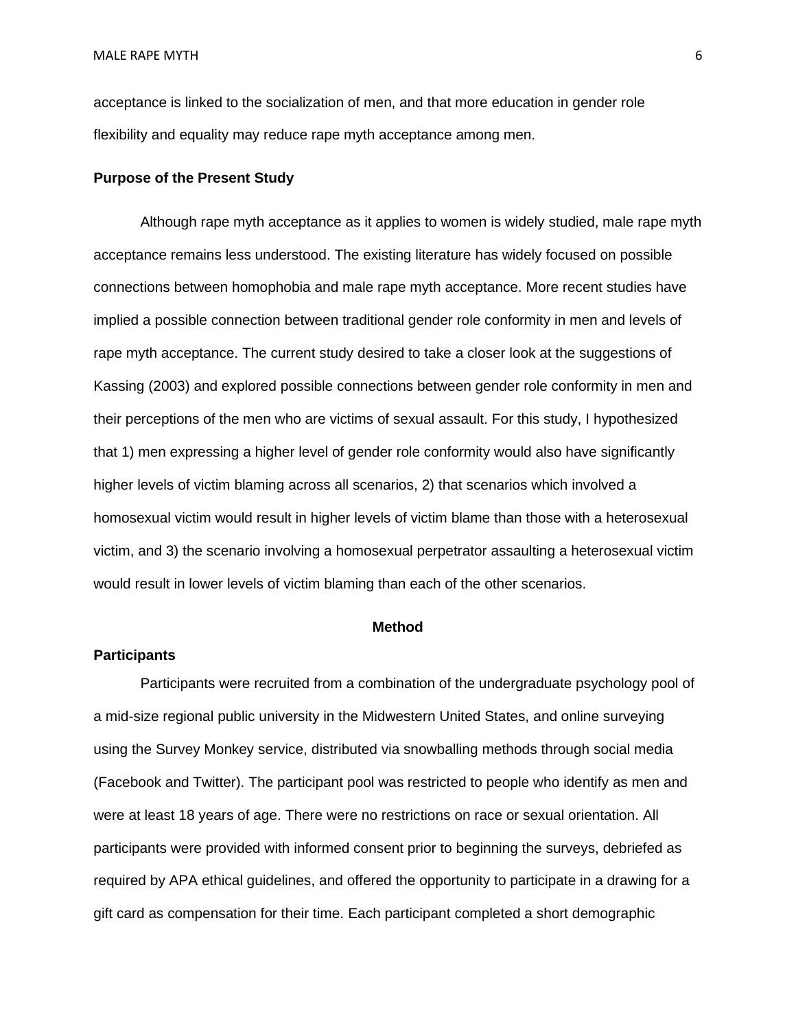acceptance is linked to the socialization of men, and that more education in gender role flexibility and equality may reduce rape myth acceptance among men.

### Purpose of the Present Study

Although rape myth acceptance as it applies to women is widely studied, male rape myth acceptance remains less understood. The existing literature has widely focused on possible connections between homophobia and male rape myth acceptance. More recent studies have implied a possible connection between traditional gender role conformity in men and levels of rape myth acceptance. The current study desired to take a closer look at the suggestions of Kassing (2003) and explored possible connections between gender role conformity in men and their perceptions of the men who are victims of sexual assault. For this study, I hypothesized that 1) men expressing a higher level of gender role conformity would also have significantly higher levels of victim blaming across all scenarios, 2) that scenarios which involved a homosexual victim would result in higher levels of victim blame than those with a heterosexual victim, and 3) the scenario involving a homosexual perpetrator assaulting a heterosexual victim would result in lower levels of victim blaming than each of the other scenarios.

## Method

### Participants

Participants were recruited from a combination of the undergraduate psychology pool of a mid-size regional public university in the Midwestern United States, and online surveying using the Survey Monkey service, distributed via snowballing methods through social media (Facebook and Twitter). The participant pool was restricted to people who identify as men and were at least 18 years of age. There were no restrictions on race or sexual orientation. All participants were provided with informed consent prior to beginning the surveys, debriefed as required by APA ethical guidelines, and offered the opportunity to participate in a drawing for a gift card as compensation for their time. Each participant completed a short demographic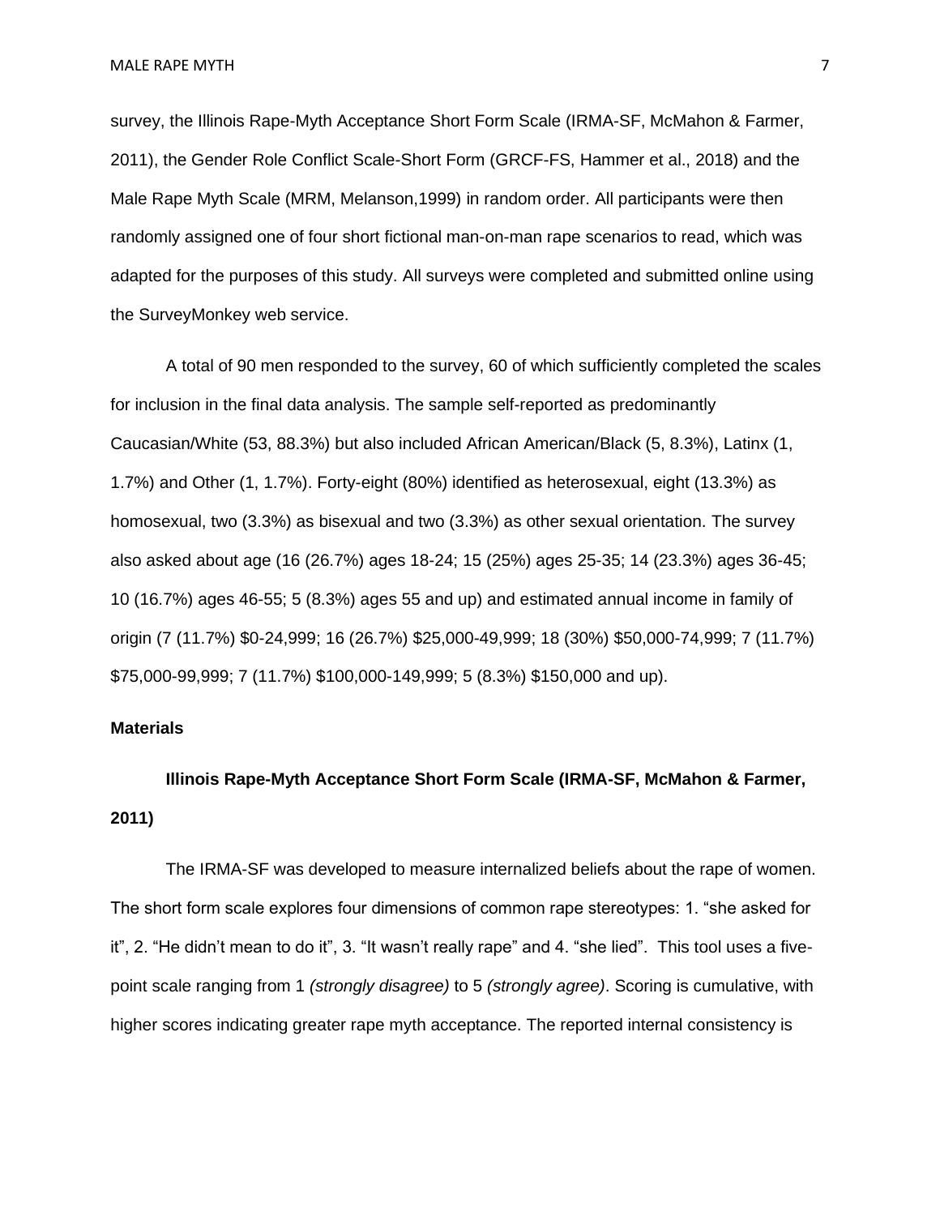survey, the Illinois Rape-Myth Acceptance Short Form Scale (IRMA-SF, McMahon & Farmer, 2011), the Gender Role Conflict Scale-Short Form (GRCF-FS, Hammer et al., 2018) and the Male Rape Myth Scale (MRM, Melanson,1999) in random order. All participants were then randomly assigned one of four short fictional man-on-man rape scenarios to read, which was adapted for the purposes of this study. All surveys were completed and submitted online using the SurveyMonkey web service.

A total of 90 men responded to the survey, 60 of which sufficiently completed the scales for inclusion in the final data analysis. The sample self-reported as predominantly Caucasian/White (53, 88.3%) but also included African American/Black (5, 8.3%), Latinx (1, 1.7%) and Other (1, 1.7%). Forty-eight (80%) identified as heterosexual, eight (13.3%) as homosexual, two (3.3%) as bisexual and two (3.3%) as other sexual orientation. The survey also asked about age (16 (26.7%) ages 18-24; 15 (25%) ages 25-35; 14 (23.3%) ages 36-45; 10 (16.7%) ages 46-55; 5 (8.3%) ages 55 and up) and estimated annual income in family of origin (7 (11.7%) $0-24,999; 16 (26.7%) $25,000-49,999; 18 (30%) $50,000-74,999; 7 (11.7%) $75,000-99,999; 7 (11.7%) $100,000-149,999; 5 (8.3%) $150,000 and up).

## Materials

### Illinois Rape-Myth Acceptance Short Form Scale (IRMA-SF, McMahon & Farmer, 2011)

The IRMA-SF was developed to measure internalized beliefs about the rape of women. The short form scale explores four dimensions of common rape stereotypes: 1. "she asked for it", 2. "He didn't mean to do it", 3. "It wasn't really rape" and 4. "she lied". This tool uses a five-point scale ranging from 1 *(strongly disagree)* to 5 *(strongly agree)*. Scoring is cumulative, with higher scores indicating greater rape myth acceptance. The reported internal consistency is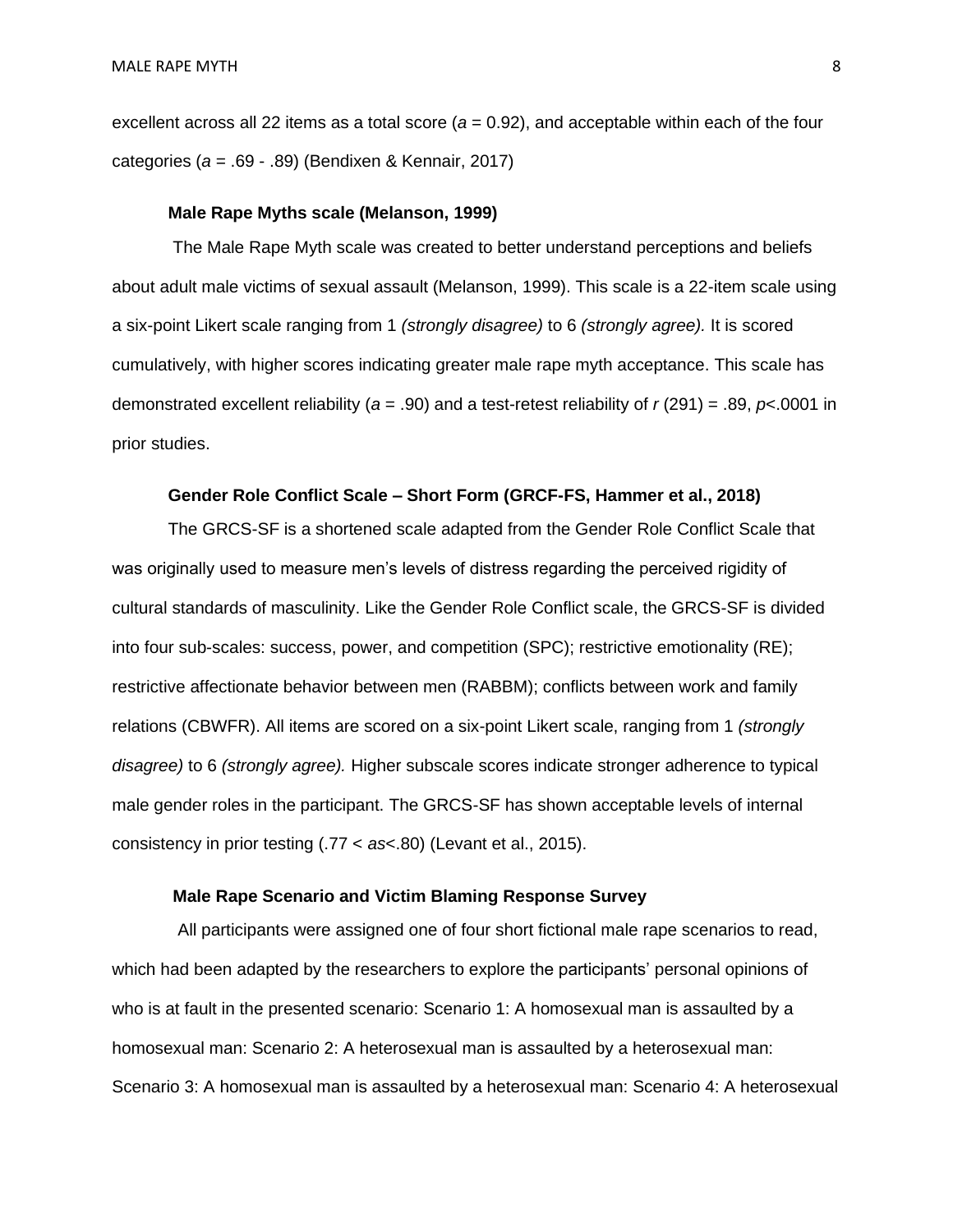excellent across all 22 items as a total score (*a* = 0.92), and acceptable within each of the four categories (*a* = .69 - .89) (Bendixen & Kennair, 2017)

### Male Rape Myths scale (Melanson, 1999)

The Male Rape Myth scale was created to better understand perceptions and beliefs about adult male victims of sexual assault (Melanson, 1999). This scale is a 22-item scale using a six-point Likert scale ranging from 1 *(strongly disagree)* to 6 *(strongly agree).* It is scored cumulatively, with higher scores indicating greater male rape myth acceptance. This scale has demonstrated excellent reliability (*a* = .90) and a test-retest reliability of $r$ (291) = .89, $p$<.0001 in prior studies.

### Gender Role Conflict Scale – Short Form (GRCF-FS, Hammer et al., 2018)

The GRCS-SF is a shortened scale adapted from the Gender Role Conflict Scale that was originally used to measure men's levels of distress regarding the perceived rigidity of cultural standards of masculinity. Like the Gender Role Conflict scale, the GRCS-SF is divided into four sub-scales: success, power, and competition (SPC); restrictive emotionality (RE); restrictive affectionate behavior between men (RABBM); conflicts between work and family relations (CBWFR). All items are scored on a six-point Likert scale, ranging from 1 *(strongly disagree)* to 6 *(strongly agree).* Higher subscale scores indicate stronger adherence to typical male gender roles in the participant. The GRCS-SF has shown acceptable levels of internal consistency in prior testing (.77 < *as*<.80) (Levant et al., 2015).

### Male Rape Scenario and Victim Blaming Response Survey

All participants were assigned one of four short fictional male rape scenarios to read, which had been adapted by the researchers to explore the participants' personal opinions of who is at fault in the presented scenario: Scenario 1: A homosexual man is assaulted by a homosexual man: Scenario 2: A heterosexual man is assaulted by a heterosexual man: Scenario 3: A homosexual man is assaulted by a heterosexual man: Scenario 4: A heterosexual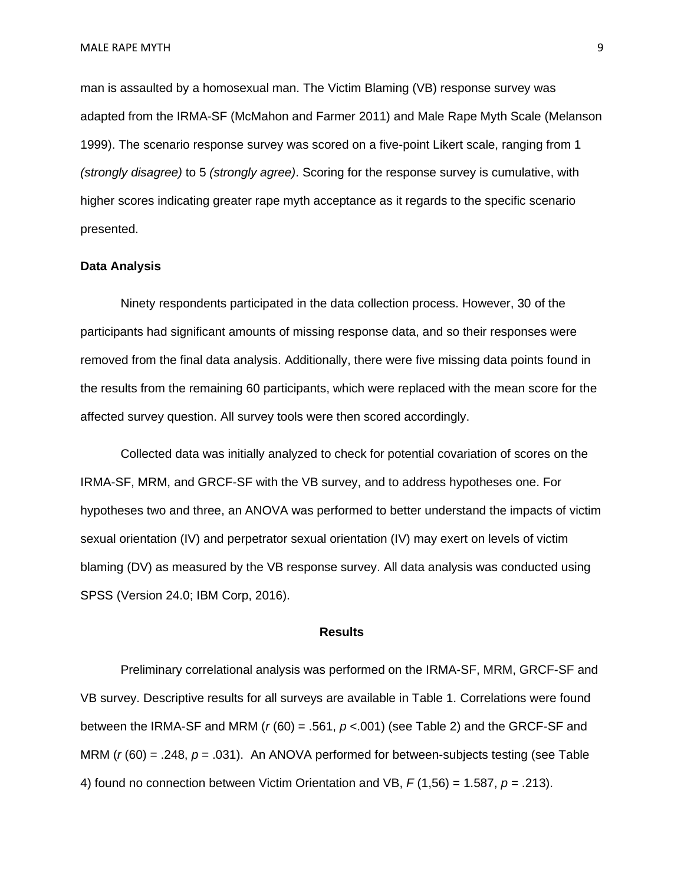man is assaulted by a homosexual man. The Victim Blaming (VB) response survey was adapted from the IRMA-SF (McMahon and Farmer 2011) and Male Rape Myth Scale (Melanson 1999). The scenario response survey was scored on a five-point Likert scale, ranging from 1 *(strongly disagree)* to 5 *(strongly agree)*. Scoring for the response survey is cumulative, with higher scores indicating greater rape myth acceptance as it regards to the specific scenario presented.

**Data Analysis**

Ninety respondents participated in the data collection process. However, 30 of the participants had significant amounts of missing response data, and so their responses were removed from the final data analysis. Additionally, there were five missing data points found in the results from the remaining 60 participants, which were replaced with the mean score for the affected survey question. All survey tools were then scored accordingly.

Collected data was initially analyzed to check for potential covariation of scores on the IRMA-SF, MRM, and GRCF-SF with the VB survey, and to address hypotheses one. For hypotheses two and three, an ANOVA was performed to better understand the impacts of victim sexual orientation (IV) and perpetrator sexual orientation (IV) may exert on levels of victim blaming (DV) as measured by the VB response survey. All data analysis was conducted using SPSS (Version 24.0; IBM Corp, 2016).

## Results

Preliminary correlational analysis was performed on the IRMA-SF, MRM, GRCF-SF and VB survey. Descriptive results for all surveys are available in Table 1. Correlations were found between the IRMA-SF and MRM ($r$ (60) = .561, $p$ <.001) (see Table 2) and the GRCF-SF and MRM ($r$ (60) = .248, $p$ = .031). An ANOVA performed for between-subjects testing (see Table 4) found no connection between Victim Orientation and VB, $F$ (1,56) = 1.587, $p$ = .213).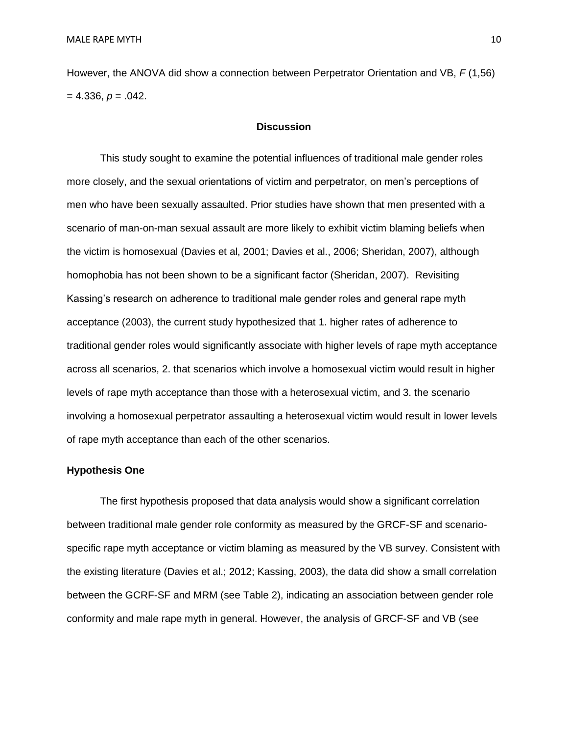However, the ANOVA did show a connection between Perpetrator Orientation and VB, $F$ (1,56) = 4.336, $p$ = .042.

## Discussion

This study sought to examine the potential influences of traditional male gender roles more closely, and the sexual orientations of victim and perpetrator, on men's perceptions of men who have been sexually assaulted. Prior studies have shown that men presented with a scenario of man-on-man sexual assault are more likely to exhibit victim blaming beliefs when the victim is homosexual (Davies et al, 2001; Davies et al., 2006; Sheridan, 2007), although homophobia has not been shown to be a significant factor (Sheridan, 2007). Revisiting Kassing's research on adherence to traditional male gender roles and general rape myth acceptance (2003), the current study hypothesized that 1. higher rates of adherence to traditional gender roles would significantly associate with higher levels of rape myth acceptance across all scenarios, 2. that scenarios which involve a homosexual victim would result in higher levels of rape myth acceptance than those with a heterosexual victim, and 3. the scenario involving a homosexual perpetrator assaulting a heterosexual victim would result in lower levels of rape myth acceptance than each of the other scenarios.

### Hypothesis One

The first hypothesis proposed that data analysis would show a significant correlation between traditional male gender role conformity as measured by the GRCF-SF and scenario-specific rape myth acceptance or victim blaming as measured by the VB survey. Consistent with the existing literature (Davies et al.; 2012; Kassing, 2003), the data did show a small correlation between the GCRF-SF and MRM (see Table 2), indicating an association between gender role conformity and male rape myth in general. However, the analysis of GRCF-SF and VB (see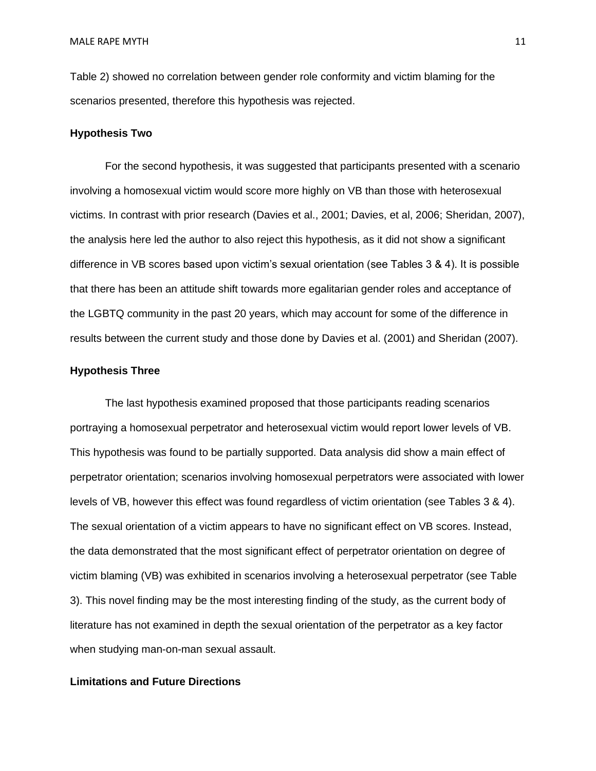Table 2) showed no correlation between gender role conformity and victim blaming for the scenarios presented, therefore this hypothesis was rejected.

**Hypothesis Two**

For the second hypothesis, it was suggested that participants presented with a scenario involving a homosexual victim would score more highly on VB than those with heterosexual victims. In contrast with prior research (Davies et al., 2001; Davies, et al, 2006; Sheridan, 2007), the analysis here led the author to also reject this hypothesis, as it did not show a significant difference in VB scores based upon victim's sexual orientation (see Tables 3 & 4). It is possible that there has been an attitude shift towards more egalitarian gender roles and acceptance of the LGBTQ community in the past 20 years, which may account for some of the difference in results between the current study and those done by Davies et al. (2001) and Sheridan (2007).

**Hypothesis Three**

The last hypothesis examined proposed that those participants reading scenarios portraying a homosexual perpetrator and heterosexual victim would report lower levels of VB. This hypothesis was found to be partially supported. Data analysis did show a main effect of perpetrator orientation; scenarios involving homosexual perpetrators were associated with lower levels of VB, however this effect was found regardless of victim orientation (see Tables 3 & 4). The sexual orientation of a victim appears to have no significant effect on VB scores. Instead, the data demonstrated that the most significant effect of perpetrator orientation on degree of victim blaming (VB) was exhibited in scenarios involving a heterosexual perpetrator (see Table 3). This novel finding may be the most interesting finding of the study, as the current body of literature has not examined in depth the sexual orientation of the perpetrator as a key factor when studying man-on-man sexual assault.

**Limitations and Future Directions**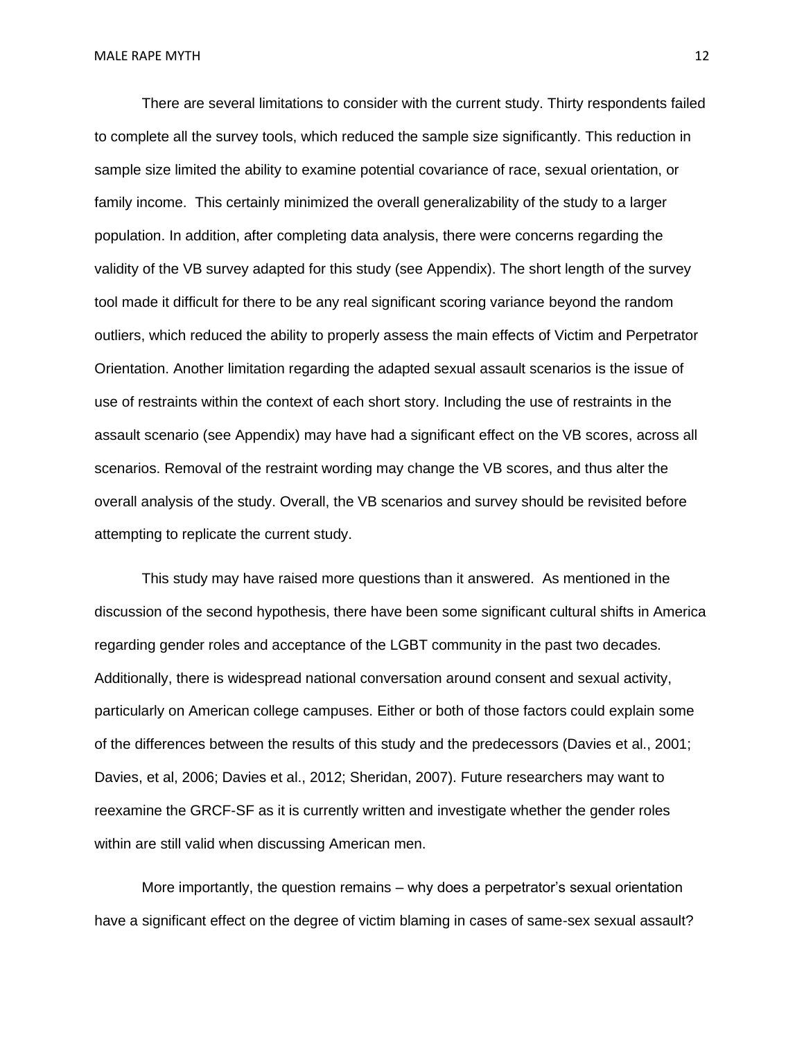There are several limitations to consider with the current study. Thirty respondents failed to complete all the survey tools, which reduced the sample size significantly. This reduction in sample size limited the ability to examine potential covariance of race, sexual orientation, or family income. This certainly minimized the overall generalizability of the study to a larger population. In addition, after completing data analysis, there were concerns regarding the validity of the VB survey adapted for this study (see Appendix). The short length of the survey tool made it difficult for there to be any real significant scoring variance beyond the random outliers, which reduced the ability to properly assess the main effects of Victim and Perpetrator Orientation. Another limitation regarding the adapted sexual assault scenarios is the issue of use of restraints within the context of each short story. Including the use of restraints in the assault scenario (see Appendix) may have had a significant effect on the VB scores, across all scenarios. Removal of the restraint wording may change the VB scores, and thus alter the overall analysis of the study. Overall, the VB scenarios and survey should be revisited before attempting to replicate the current study.

This study may have raised more questions than it answered. As mentioned in the discussion of the second hypothesis, there have been some significant cultural shifts in America regarding gender roles and acceptance of the LGBT community in the past two decades. Additionally, there is widespread national conversation around consent and sexual activity, particularly on American college campuses. Either or both of those factors could explain some of the differences between the results of this study and the predecessors (Davies et al., 2001; Davies, et al, 2006; Davies et al., 2012; Sheridan, 2007). Future researchers may want to reexamine the GRCF-SF as it is currently written and investigate whether the gender roles within are still valid when discussing American men.

More importantly, the question remains – why does a perpetrator's sexual orientation have a significant effect on the degree of victim blaming in cases of same-sex sexual assault?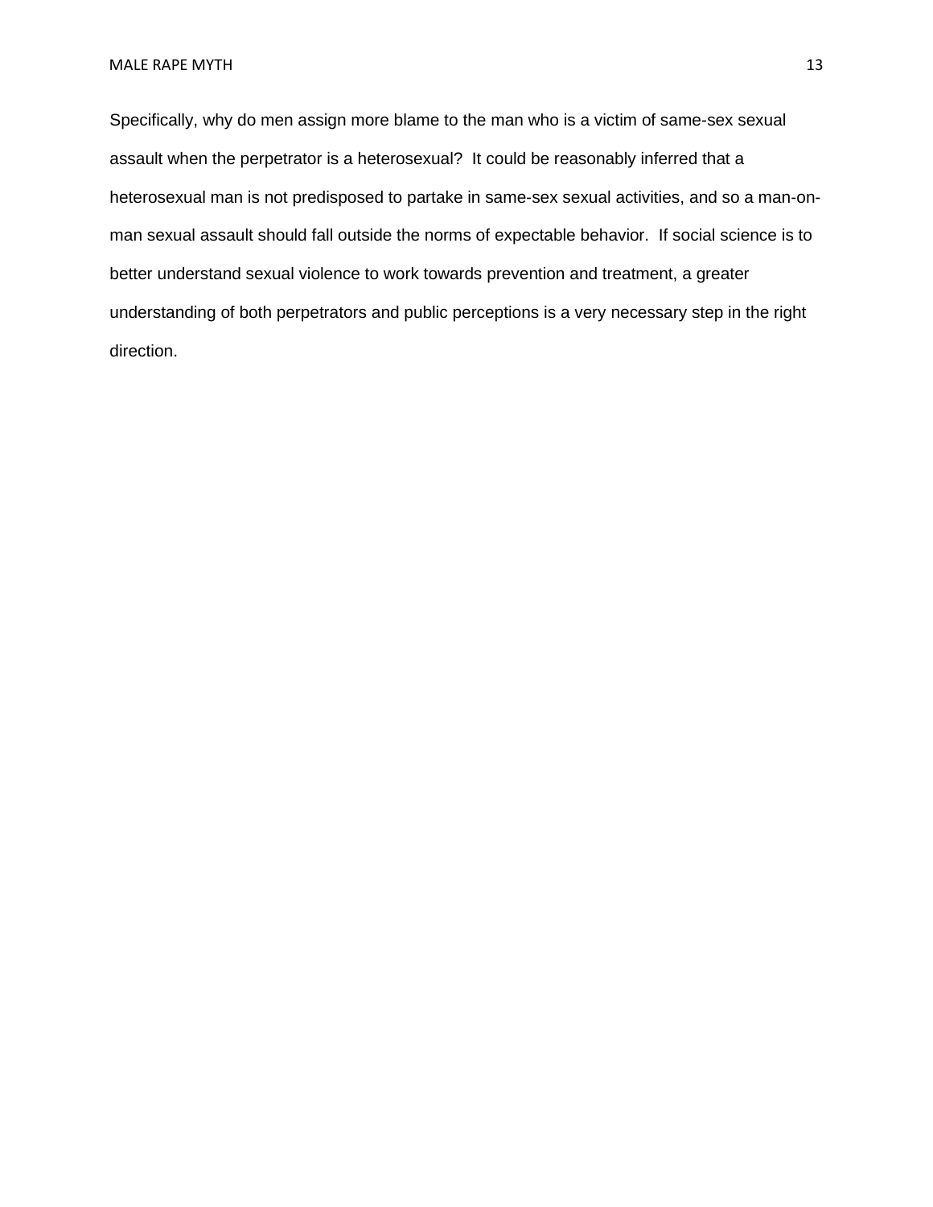Specifically, why do men assign more blame to the man who is a victim of same-sex sexual assault when the perpetrator is a heterosexual? It could be reasonably inferred that a heterosexual man is not predisposed to partake in same-sex sexual activities, and so a man-on-man sexual assault should fall outside the norms of expectable behavior. If social science is to better understand sexual violence to work towards prevention and treatment, a greater understanding of both perpetrators and public perceptions is a very necessary step in the right direction.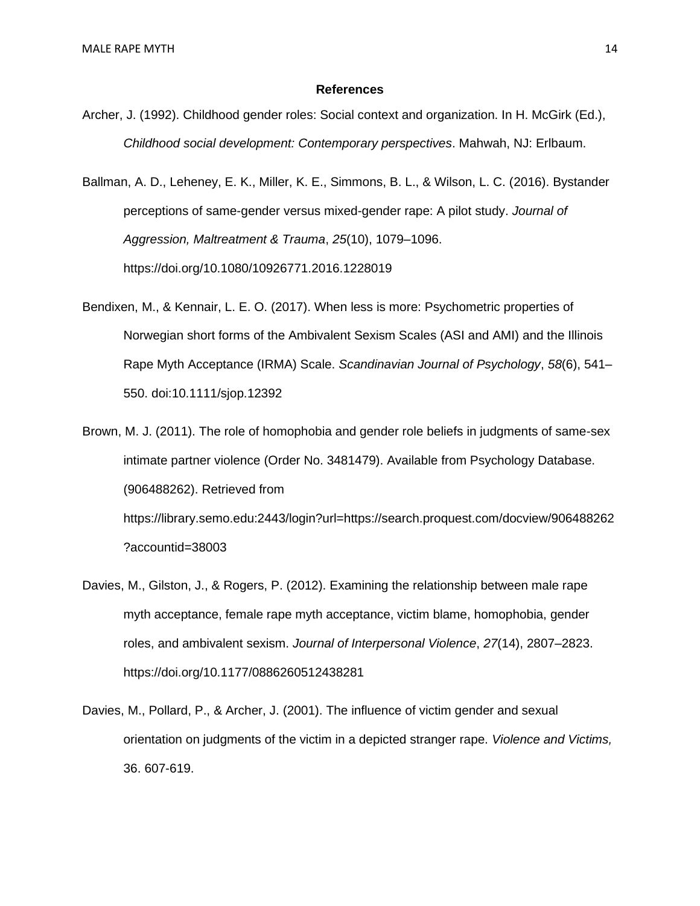## References

Archer, J. (1992). Childhood gender roles: Social context and organization. In H. McGirk (Ed.), *Childhood social development: Contemporary perspectives*. Mahwah, NJ: Erlbaum.

Ballman, A. D., Leheney, E. K., Miller, K. E., Simmons, B. L., & Wilson, L. C. (2016). Bystander perceptions of same-gender versus mixed-gender rape: A pilot study. *Journal of Aggression, Maltreatment & Trauma*, *25*(10), 1079–1096. https://doi.org/10.1080/10926771.2016.1228019

Bendixen, M., & Kennair, L. E. O. (2017). When less is more: Psychometric properties of Norwegian short forms of the Ambivalent Sexism Scales (ASI and AMI) and the Illinois Rape Myth Acceptance (IRMA) Scale. *Scandinavian Journal of Psychology*, *58*(6), 541–550. doi:10.1111/sjop.12392

Brown, M. J. (2011). The role of homophobia and gender role beliefs in judgments of same-sex intimate partner violence (Order No. 3481479). Available from Psychology Database. (906488262). Retrieved from https://library.semo.edu:2443/login?url=https://search.proquest.com/docview/906488262?accountid=38003

Davies, M., Gilston, J., & Rogers, P. (2012). Examining the relationship between male rape myth acceptance, female rape myth acceptance, victim blame, homophobia, gender roles, and ambivalent sexism. *Journal of Interpersonal Violence*, *27*(14), 2807–2823. https://doi.org/10.1177/0886260512438281

Davies, M., Pollard, P., & Archer, J. (2001). The influence of victim gender and sexual orientation on judgments of the victim in a depicted stranger rape. *Violence and Victims,* 36. 607-619.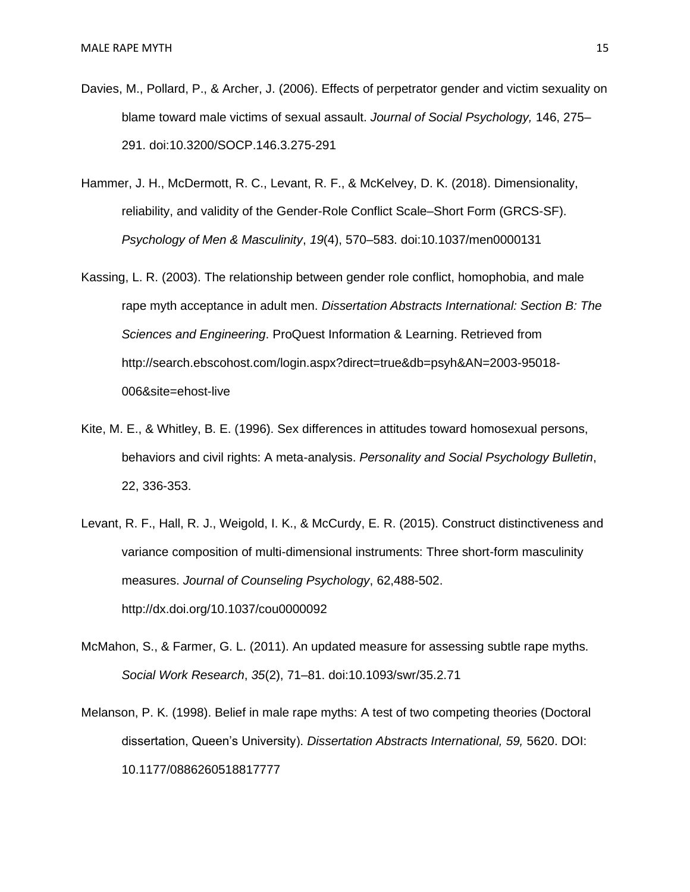Davies, M., Pollard, P., & Archer, J. (2006). Effects of perpetrator gender and victim sexuality on blame toward male victims of sexual assault. *Journal of Social Psychology,* 146, 275–291. doi:10.3200/SOCP.146.3.275-291

Hammer, J. H., McDermott, R. C., Levant, R. F., & McKelvey, D. K. (2018). Dimensionality, reliability, and validity of the Gender-Role Conflict Scale–Short Form (GRCS-SF). *Psychology of Men & Masculinity*, *19*(4), 570–583. doi:10.1037/men0000131

Kassing, L. R. (2003). The relationship between gender role conflict, homophobia, and male rape myth acceptance in adult men. *Dissertation Abstracts International: Section B: The Sciences and Engineering*. ProQuest Information & Learning. Retrieved from http://search.ebscohost.com/login.aspx?direct=true&db=psyh&AN=2003-95018-006&site=ehost-live

Kite, M. E., & Whitley, B. E. (1996). Sex differences in attitudes toward homosexual persons, behaviors and civil rights: A meta-analysis. *Personality and Social Psychology Bulletin*, 22, 336-353.

Levant, R. F., Hall, R. J., Weigold, I. K., & McCurdy, E. R. (2015). Construct distinctiveness and variance composition of multi-dimensional instruments: Three short-form masculinity measures. *Journal of Counseling Psychology*, 62,488-502. http://dx.doi.org/10.1037/cou0000092

McMahon, S., & Farmer, G. L. (2011). An updated measure for assessing subtle rape myths. *Social Work Research*, *35*(2), 71–81. doi:10.1093/swr/35.2.71

Melanson, P. K. (1998). Belief in male rape myths: A test of two competing theories (Doctoral dissertation, Queen's University). *Dissertation Abstracts International, 59,* 5620. DOI: 10.1177/0886260518817777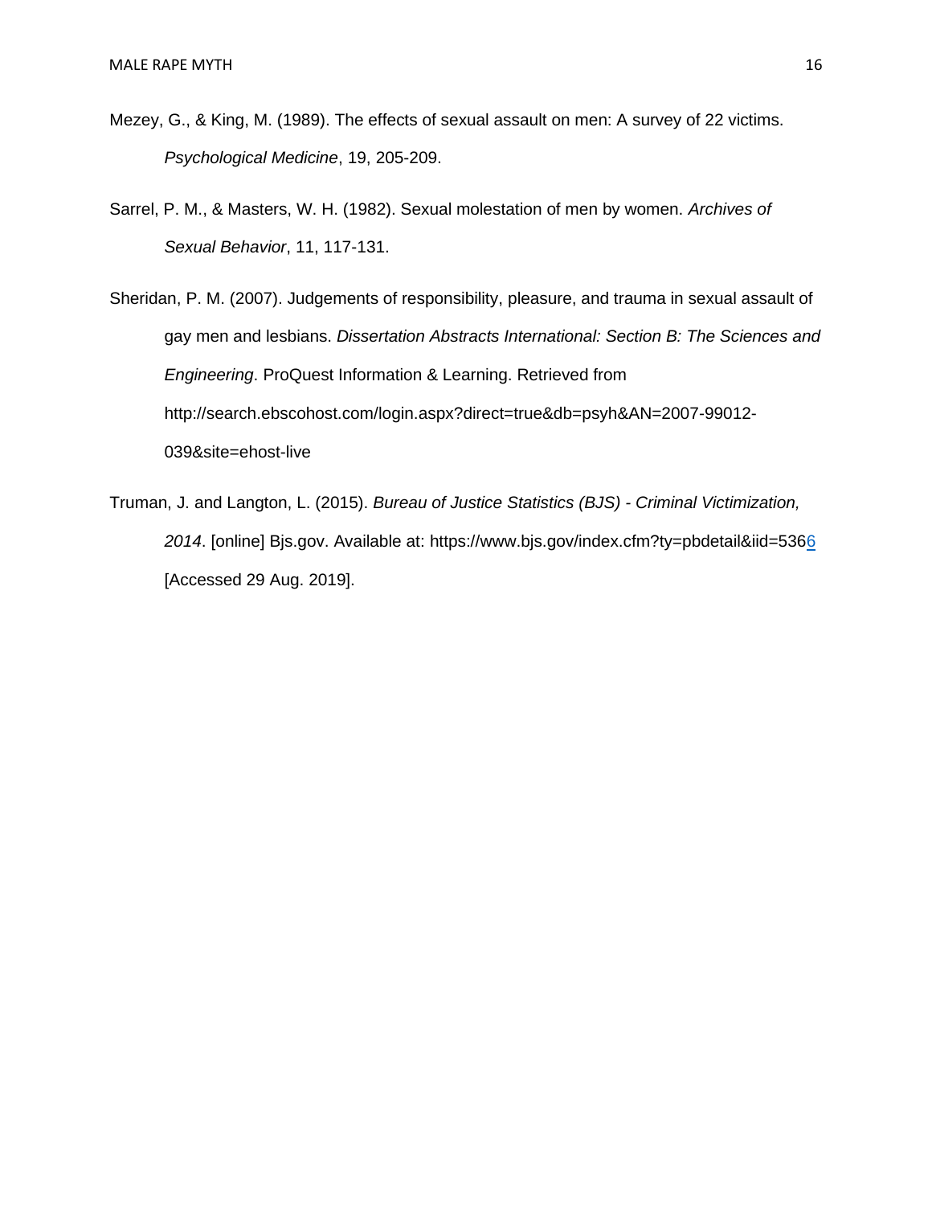Mezey, G., & King, M. (1989). The effects of sexual assault on men: A survey of 22 victims. *Psychological Medicine*, 19, 205-209.

Sarrel, P. M., & Masters, W. H. (1982). Sexual molestation of men by women. *Archives of Sexual Behavior*, 11, 117-131.

Sheridan, P. M. (2007). Judgements of responsibility, pleasure, and trauma in sexual assault of gay men and lesbians. *Dissertation Abstracts International: Section B: The Sciences and Engineering*. ProQuest Information & Learning. Retrieved from http://search.ebscohost.com/login.aspx?direct=true&db=psyh&AN=2007-99012-039&site=ehost-live

Truman, J. and Langton, L. (2015). *Bureau of Justice Statistics (BJS) - Criminal Victimization, 2014*. [online] Bjs.gov. Available at: https://www.bjs.gov/index.cfm?ty=pbdetail&iid=5366 [Accessed 29 Aug. 2019].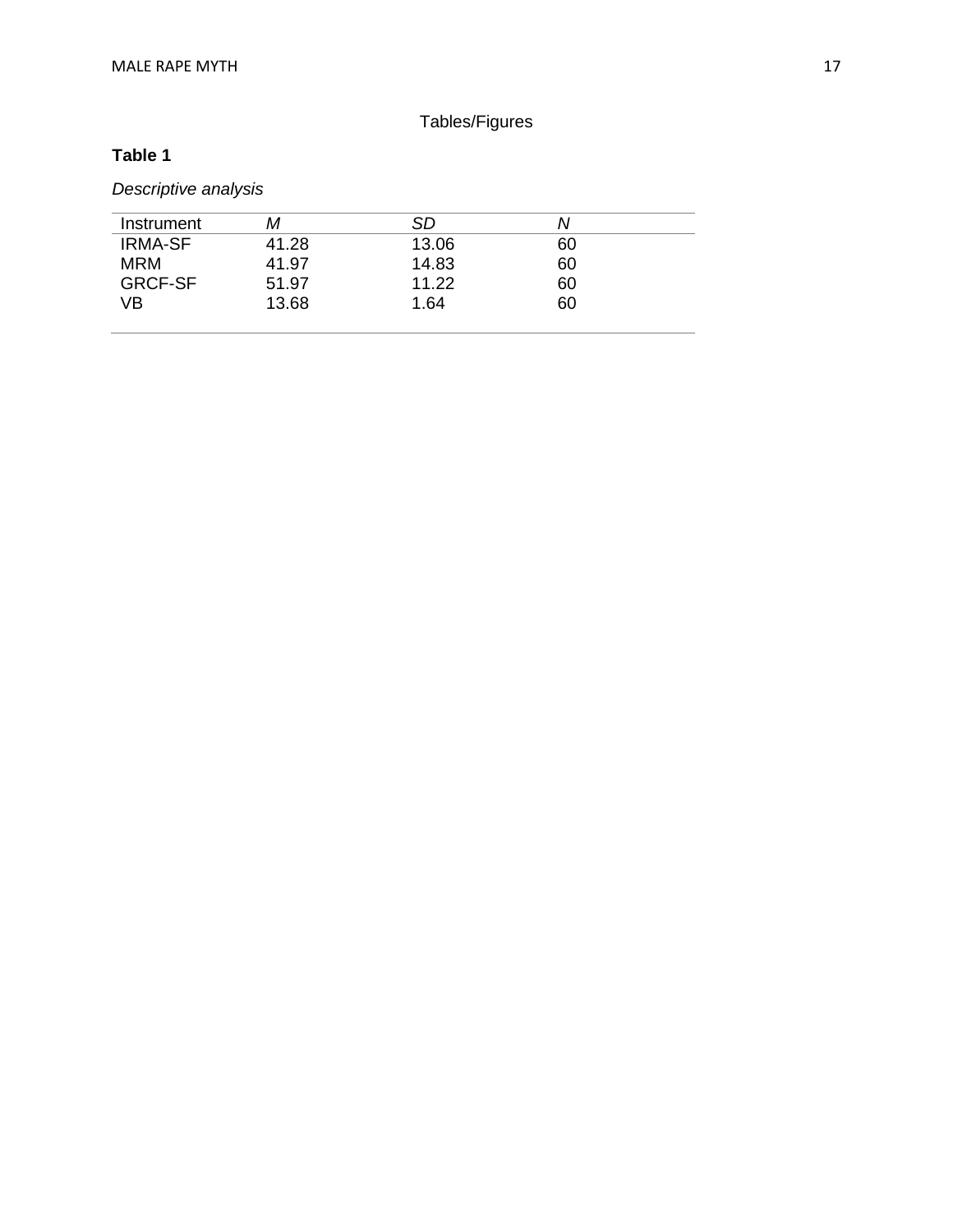# Tables/Figures

**Table 1**

*Descriptive analysis*

| Instrument | *M* | *SD* | *N* |
|---|---|---|---|
| IRMA-SF | 41.28 | 13.06 | 60 |
| MRM | 41.97 | 14.83 | 60 |
| GRCF-SF | 51.97 | 11.22 | 60 |
| VB | 13.68 | 1.64 | 60 |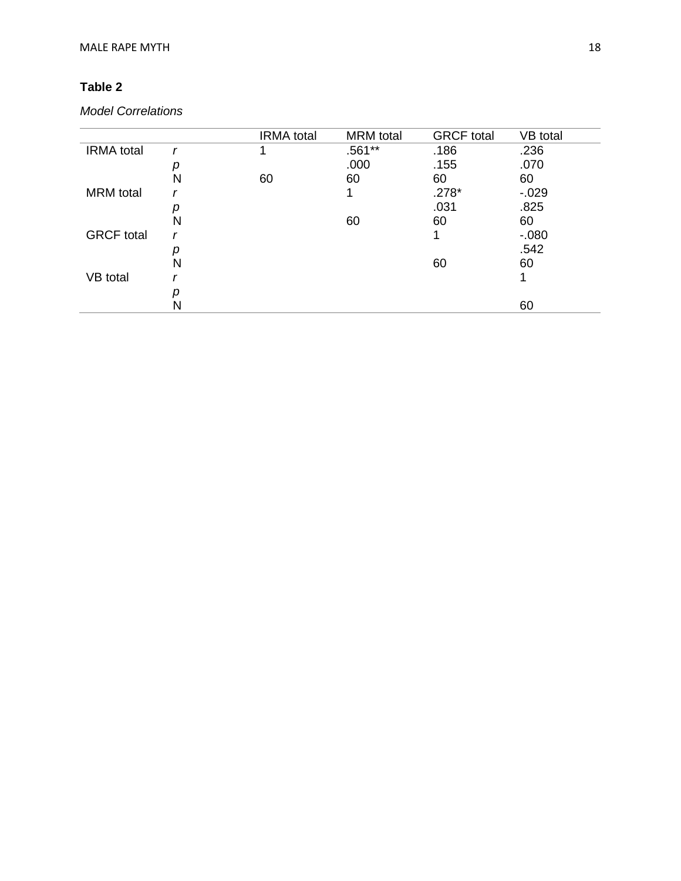**Table 2**

*Model Correlations*

| | | IRMA total | MRM total | GRCF total | VB total |
|---|---|---|---|---|---|
| IRMA total | *r* | 1 | .561** | .186 | .236 |
| | *p* | | .000 | .155 | .070 |
| | N | 60 | 60 | 60 | 60 |
| MRM total | *r* | | 1 | .278* | -.029 |
| | *p* | | | .031 | .825 |
| | N | | 60 | 60 | 60 |
| GRCF total | *r* | | | 1 | -.080 |
| | *p* | | | | .542 |
| | N | | | 60 | 60 |
| VB total | *r* | | | | 1 |
| | *p* | | | | |
| | N | | | | 60 |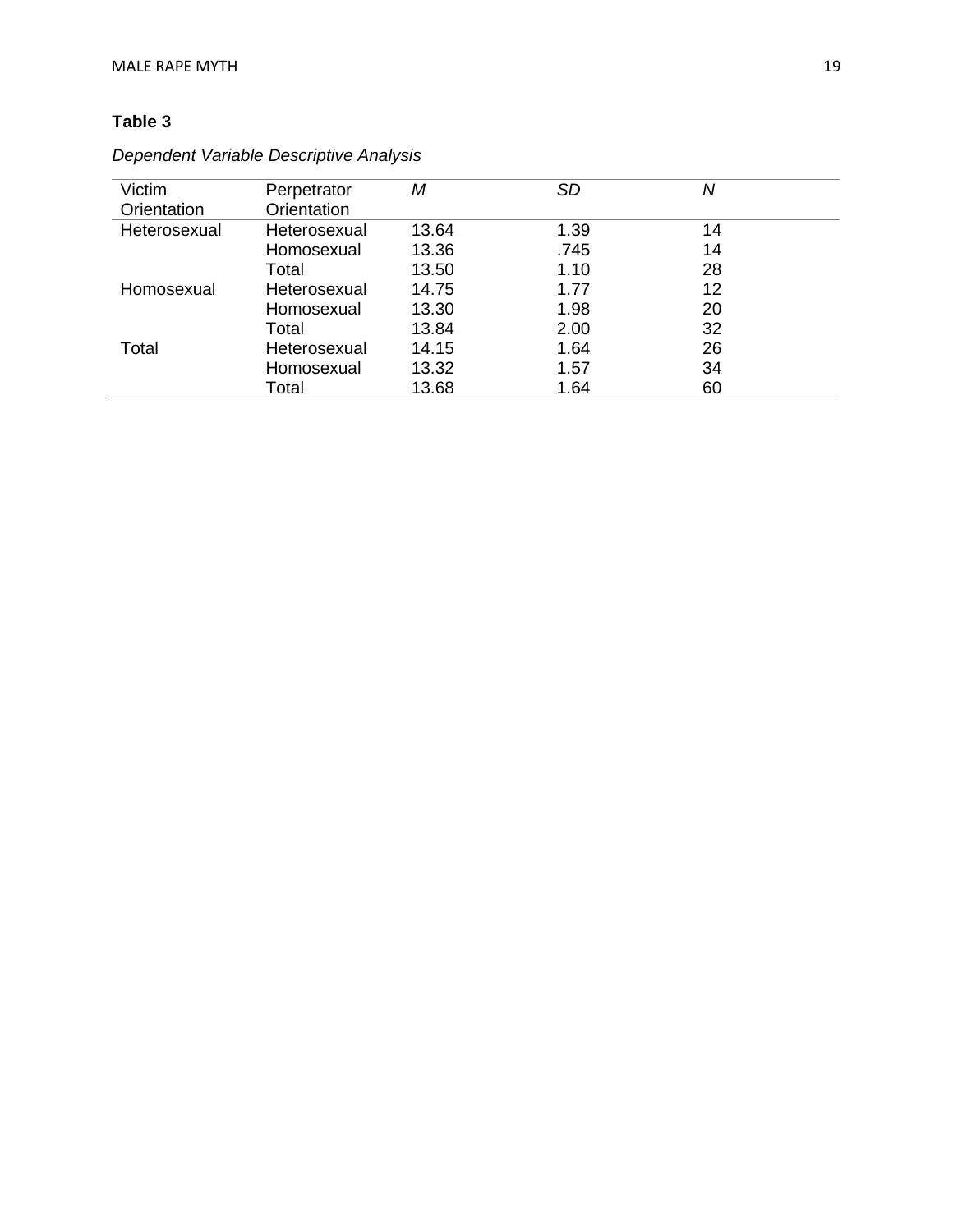**Table 3**

*Dependent Variable Descriptive Analysis*

| Victim Orientation | Perpetrator Orientation | *M* | *SD* | *N* |
|---|---|---|---|---|
| Heterosexual | Heterosexual | 13.64 | 1.39 | 14 |
| | Homosexual | 13.36 | .745 | 14 |
| | Total | 13.50 | 1.10 | 28 |
| Homosexual | Heterosexual | 14.75 | 1.77 | 12 |
| | Homosexual | 13.30 | 1.98 | 20 |
| | Total | 13.84 | 2.00 | 32 |
| Total | Heterosexual | 14.15 | 1.64 | 26 |
| | Homosexual | 13.32 | 1.57 | 34 |
| | Total | 13.68 | 1.64 | 60 |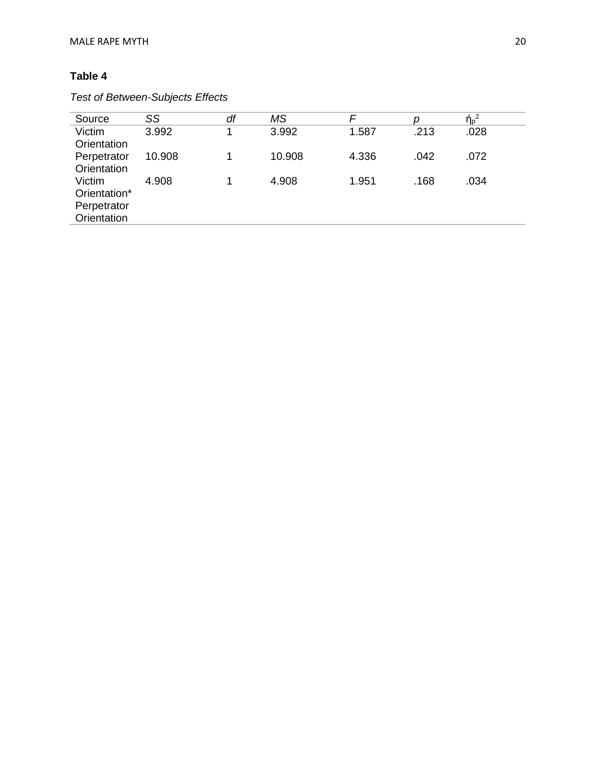**Table 4**

*Test of Between-Subjects Effects*

| Source | *SS* | *df* | *MS* | *F* | *p* | $ή_p^2$ |
|---|---|---|---|---|---|---|
| Victim Orientation | 3.992 | 1 | 3.992 | 1.587 | .213 | .028 |
| Perpetrator Orientation | 10.908 | 1 | 10.908 | 4.336 | .042 | .072 |
| Victim Orientation* Perpetrator Orientation | 4.908 | 1 | 4.908 | 1.951 | .168 | .034 |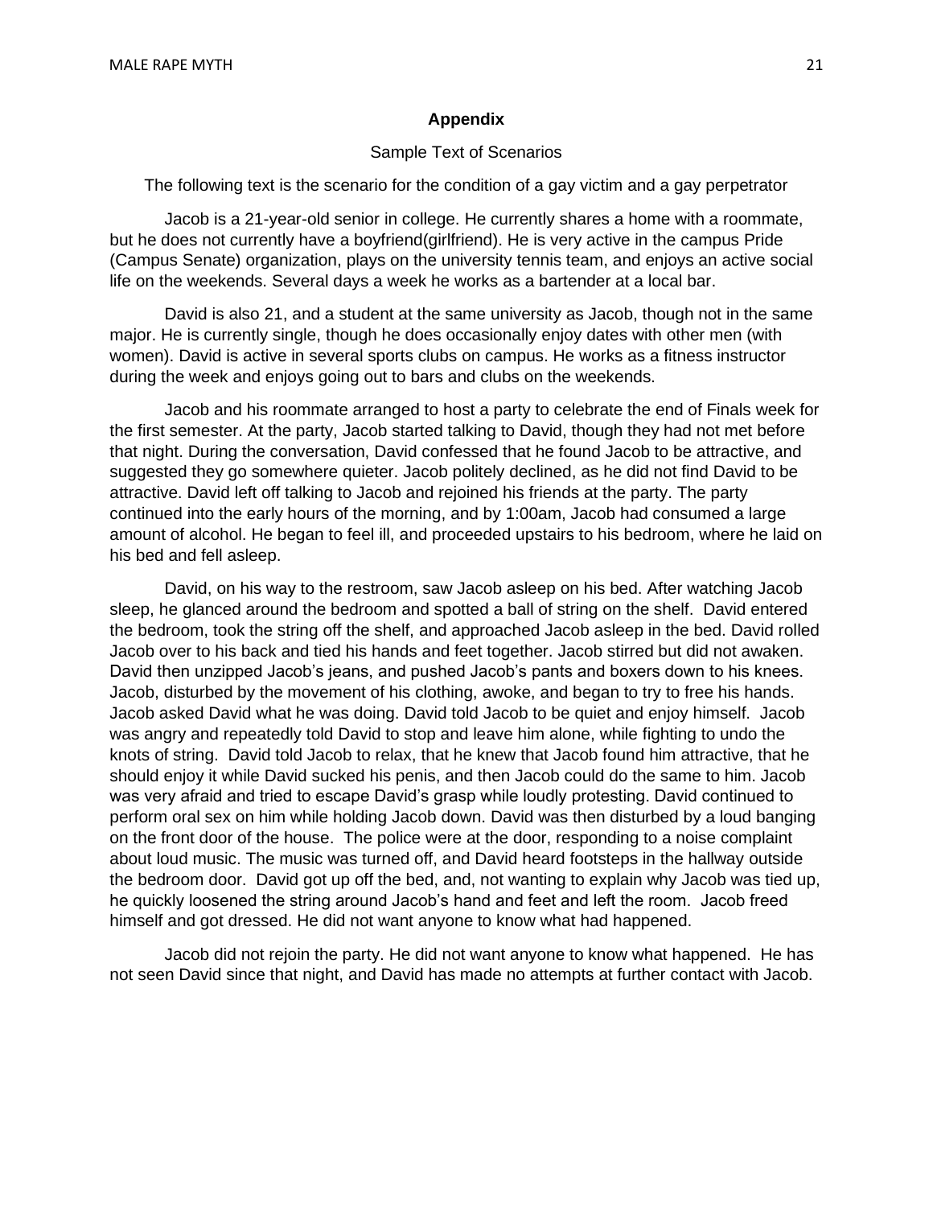## Appendix

Sample Text of Scenarios

The following text is the scenario for the condition of a gay victim and a gay perpetrator

Jacob is a 21-year-old senior in college. He currently shares a home with a roommate, but he does not currently have a boyfriend(girlfriend). He is very active in the campus Pride (Campus Senate) organization, plays on the university tennis team, and enjoys an active social life on the weekends. Several days a week he works as a bartender at a local bar.

David is also 21, and a student at the same university as Jacob, though not in the same major. He is currently single, though he does occasionally enjoy dates with other men (with women). David is active in several sports clubs on campus. He works as a fitness instructor during the week and enjoys going out to bars and clubs on the weekends.

Jacob and his roommate arranged to host a party to celebrate the end of Finals week for the first semester. At the party, Jacob started talking to David, though they had not met before that night. During the conversation, David confessed that he found Jacob to be attractive, and suggested they go somewhere quieter. Jacob politely declined, as he did not find David to be attractive. David left off talking to Jacob and rejoined his friends at the party. The party continued into the early hours of the morning, and by 1:00am, Jacob had consumed a large amount of alcohol. He began to feel ill, and proceeded upstairs to his bedroom, where he laid on his bed and fell asleep.

David, on his way to the restroom, saw Jacob asleep on his bed. After watching Jacob sleep, he glanced around the bedroom and spotted a ball of string on the shelf. David entered the bedroom, took the string off the shelf, and approached Jacob asleep in the bed. David rolled Jacob over to his back and tied his hands and feet together. Jacob stirred but did not awaken. David then unzipped Jacob's jeans, and pushed Jacob's pants and boxers down to his knees. Jacob, disturbed by the movement of his clothing, awoke, and began to try to free his hands. Jacob asked David what he was doing. David told Jacob to be quiet and enjoy himself. Jacob was angry and repeatedly told David to stop and leave him alone, while fighting to undo the knots of string. David told Jacob to relax, that he knew that Jacob found him attractive, that he should enjoy it while David sucked his penis, and then Jacob could do the same to him. Jacob was very afraid and tried to escape David's grasp while loudly protesting. David continued to perform oral sex on him while holding Jacob down. David was then disturbed by a loud banging on the front door of the house. The police were at the door, responding to a noise complaint about loud music. The music was turned off, and David heard footsteps in the hallway outside the bedroom door. David got up off the bed, and, not wanting to explain why Jacob was tied up, he quickly loosened the string around Jacob's hand and feet and left the room. Jacob freed himself and got dressed. He did not want anyone to know what had happened.

Jacob did not rejoin the party. He did not want anyone to know what happened. He has not seen David since that night, and David has made no attempts at further contact with Jacob.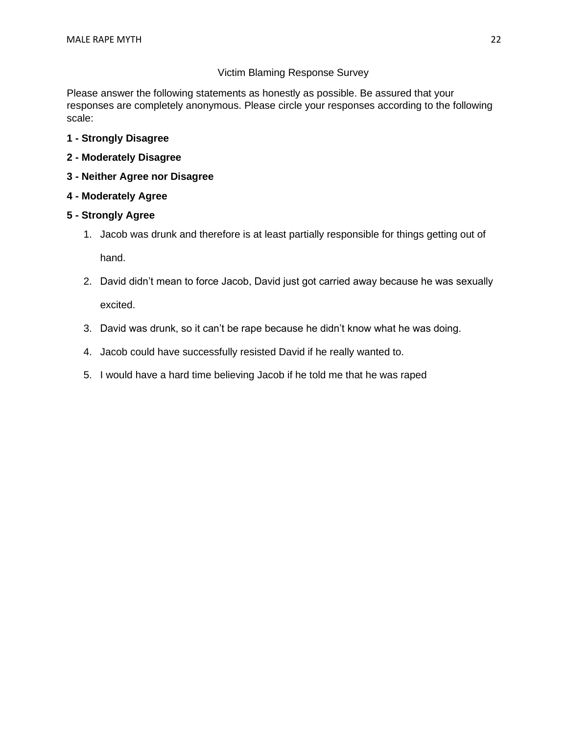## Victim Blaming Response Survey

Please answer the following statements as honestly as possible. Be assured that your responses are completely anonymous. Please circle your responses according to the following scale:

**1 - Strongly Disagree**

**2 - Moderately Disagree**

**3 - Neither Agree nor Disagree**

**4 - Moderately Agree**

**5 - Strongly Agree**

1. Jacob was drunk and therefore is at least partially responsible for things getting out of hand.
2. David didn't mean to force Jacob, David just got carried away because he was sexually excited.
3. David was drunk, so it can't be rape because he didn't know what he was doing.
4. Jacob could have successfully resisted David if he really wanted to.
5. I would have a hard time believing Jacob if he told me that he was raped